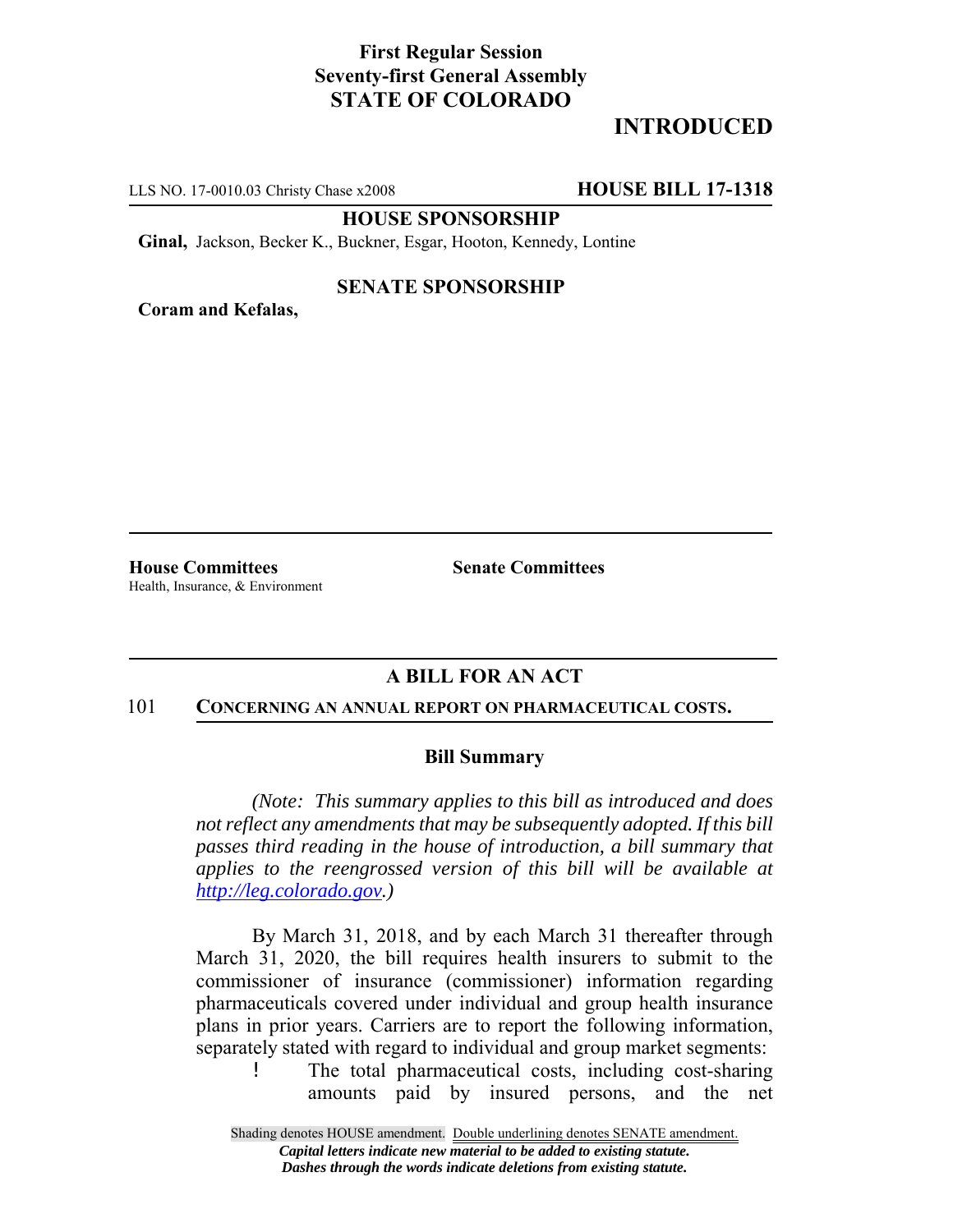**First Regular Session**
**Seventy-first General Assembly**
**STATE OF COLORADO**

## INTRODUCED

LLS NO. 17-0010.03 Christy Chase x2008 **HOUSE BILL 17-1318**

**HOUSE SPONSORSHIP**

**Ginal,** Jackson, Becker K., Buckner, Esgar, Hooton, Kennedy, Lontine

**SENATE SPONSORSHIP**

**Coram and Kefalas,**

**House Committees**
Health, Insurance, & Environment

**Senate Committees**

### A BILL FOR AN ACT

101 **CONCERNING AN ANNUAL REPORT ON PHARMACEUTICAL COSTS.**

### Bill Summary

*(Note: This summary applies to this bill as introduced and does not reflect any amendments that may be subsequently adopted. If this bill passes third reading in the house of introduction, a bill summary that applies to the reengrossed version of this bill will be available at http://leg.colorado.gov.)*

By March 31, 2018, and by each March 31 thereafter through March 31, 2020, the bill requires health insurers to submit to the commissioner of insurance (commissioner) information regarding pharmaceuticals covered under individual and group health insurance plans in prior years. Carriers are to report the following information, separately stated with regard to individual and group market segments:

- The total pharmaceutical costs, including cost-sharing amounts paid by insured persons, and the net

Shading denotes HOUSE amendment. Double underlining denotes SENATE amendment.
*Capital letters indicate new material to be added to existing statute.*
*Dashes through the words indicate deletions from existing statute.*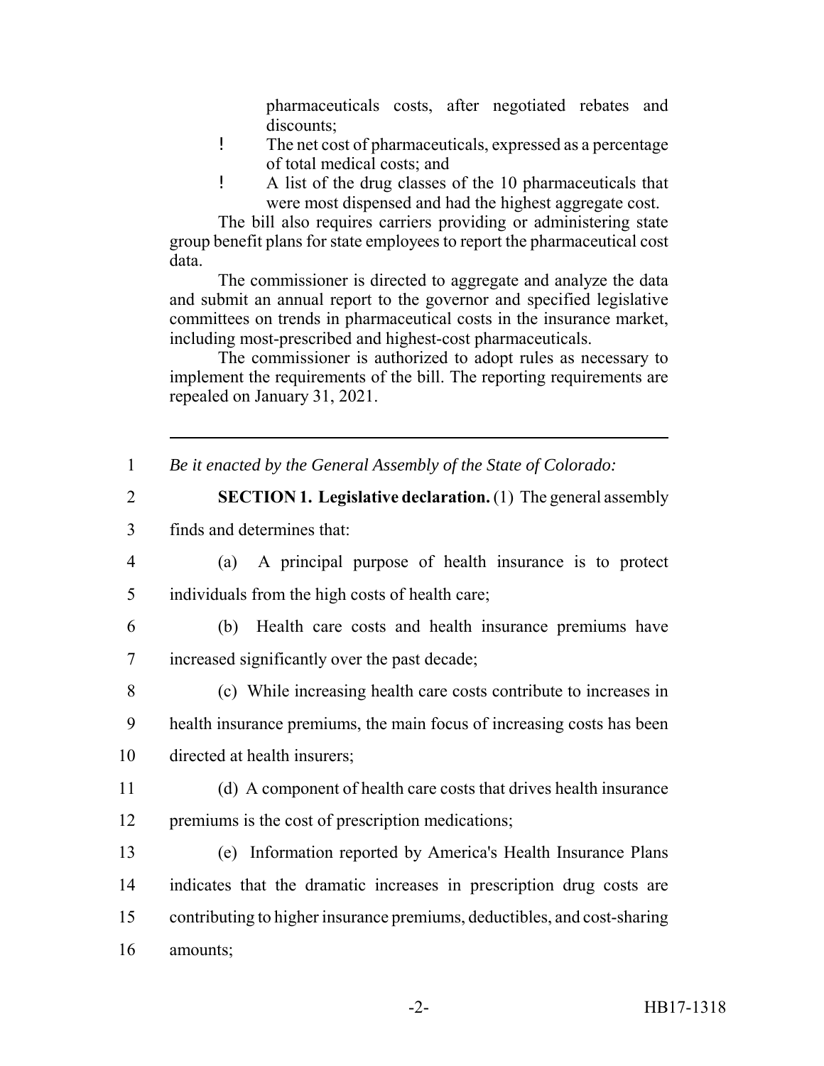pharmaceuticals costs, after negotiated rebates and discounts;

- The net cost of pharmaceuticals, expressed as a percentage of total medical costs; and
- A list of the drug classes of the 10 pharmaceuticals that were most dispensed and had the highest aggregate cost.

The bill also requires carriers providing or administering state group benefit plans for state employees to report the pharmaceutical cost data.

The commissioner is directed to aggregate and analyze the data and submit an annual report to the governor and specified legislative committees on trends in pharmaceutical costs in the insurance market, including most-prescribed and highest-cost pharmaceuticals.

The commissioner is authorized to adopt rules as necessary to implement the requirements of the bill. The reporting requirements are repealed on January 31, 2021.

---

1 *Be it enacted by the General Assembly of the State of Colorado:*

2 **SECTION 1. Legislative declaration.** (1) The general assembly
3 finds and determines that:

4 (a) A principal purpose of health insurance is to protect
5 individuals from the high costs of health care;

6 (b) Health care costs and health insurance premiums have
7 increased significantly over the past decade;

8 (c) While increasing health care costs contribute to increases in
9 health insurance premiums, the main focus of increasing costs has been
10 directed at health insurers;

11 (d) A component of health care costs that drives health insurance
12 premiums is the cost of prescription medications;

13 (e) Information reported by America's Health Insurance Plans
14 indicates that the dramatic increases in prescription drug costs are
15 contributing to higher insurance premiums, deductibles, and cost-sharing
16 amounts;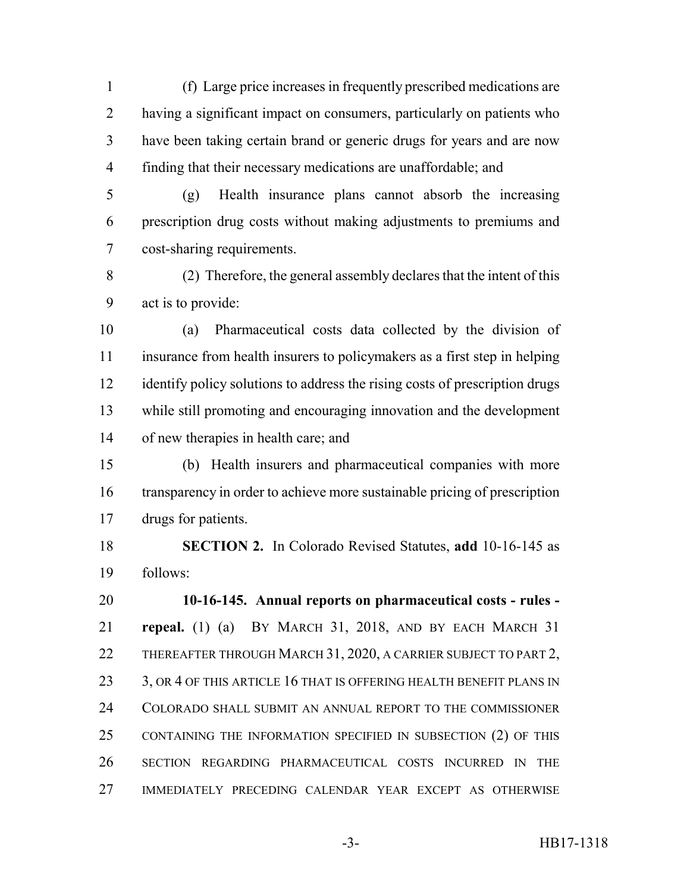(f) Large price increases in frequently prescribed medications are having a significant impact on consumers, particularly on patients who have been taking certain brand or generic drugs for years and are now finding that their necessary medications are unaffordable; and

(g) Health insurance plans cannot absorb the increasing prescription drug costs without making adjustments to premiums and cost-sharing requirements.

(2) Therefore, the general assembly declares that the intent of this act is to provide:

(a) Pharmaceutical costs data collected by the division of insurance from health insurers to policymakers as a first step in helping identify policy solutions to address the rising costs of prescription drugs while still promoting and encouraging innovation and the development of new therapies in health care; and

(b) Health insurers and pharmaceutical companies with more transparency in order to achieve more sustainable pricing of prescription drugs for patients.

**SECTION 2.** In Colorado Revised Statutes, **add** 10-16-145 as follows:

**10-16-145. Annual reports on pharmaceutical costs - rules - repeal.** (1) (a) BY MARCH 31, 2018, AND BY EACH MARCH 31 THEREAFTER THROUGH MARCH 31, 2020, A CARRIER SUBJECT TO PART 2, 3, OR 4 OF THIS ARTICLE 16 THAT IS OFFERING HEALTH BENEFIT PLANS IN COLORADO SHALL SUBMIT AN ANNUAL REPORT TO THE COMMISSIONER CONTAINING THE INFORMATION SPECIFIED IN SUBSECTION (2) OF THIS SECTION REGARDING PHARMACEUTICAL COSTS INCURRED IN THE IMMEDIATELY PRECEDING CALENDAR YEAR EXCEPT AS OTHERWISE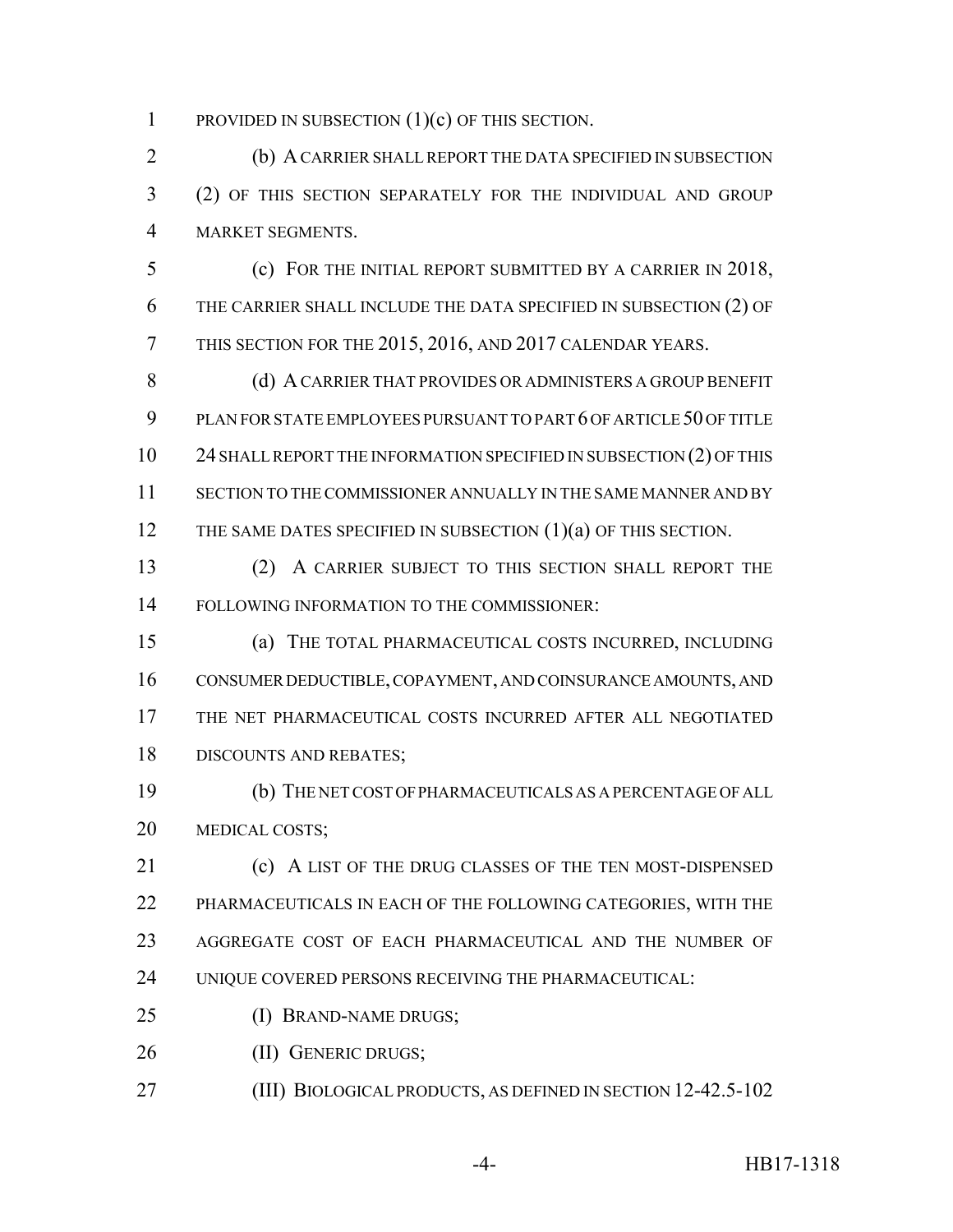PROVIDED IN SUBSECTION (1)(c) OF THIS SECTION.

(b) A CARRIER SHALL REPORT THE DATA SPECIFIED IN SUBSECTION (2) OF THIS SECTION SEPARATELY FOR THE INDIVIDUAL AND GROUP MARKET SEGMENTS.

(c) FOR THE INITIAL REPORT SUBMITTED BY A CARRIER IN 2018, THE CARRIER SHALL INCLUDE THE DATA SPECIFIED IN SUBSECTION (2) OF THIS SECTION FOR THE 2015, 2016, AND 2017 CALENDAR YEARS.

(d) A CARRIER THAT PROVIDES OR ADMINISTERS A GROUP BENEFIT PLAN FOR STATE EMPLOYEES PURSUANT TO PART 6 OF ARTICLE 50 OF TITLE 24 SHALL REPORT THE INFORMATION SPECIFIED IN SUBSECTION (2) OF THIS SECTION TO THE COMMISSIONER ANNUALLY IN THE SAME MANNER AND BY THE SAME DATES SPECIFIED IN SUBSECTION (1)(a) OF THIS SECTION.

(2) A CARRIER SUBJECT TO THIS SECTION SHALL REPORT THE FOLLOWING INFORMATION TO THE COMMISSIONER:

(a) THE TOTAL PHARMACEUTICAL COSTS INCURRED, INCLUDING CONSUMER DEDUCTIBLE, COPAYMENT, AND COINSURANCE AMOUNTS, AND THE NET PHARMACEUTICAL COSTS INCURRED AFTER ALL NEGOTIATED DISCOUNTS AND REBATES;

(b) THE NET COST OF PHARMACEUTICALS AS A PERCENTAGE OF ALL MEDICAL COSTS;

(c) A LIST OF THE DRUG CLASSES OF THE TEN MOST-DISPENSED PHARMACEUTICALS IN EACH OF THE FOLLOWING CATEGORIES, WITH THE AGGREGATE COST OF EACH PHARMACEUTICAL AND THE NUMBER OF UNIQUE COVERED PERSONS RECEIVING THE PHARMACEUTICAL:

(I) BRAND-NAME DRUGS;

(II) GENERIC DRUGS;

(III) BIOLOGICAL PRODUCTS, AS DEFINED IN SECTION 12-42.5-102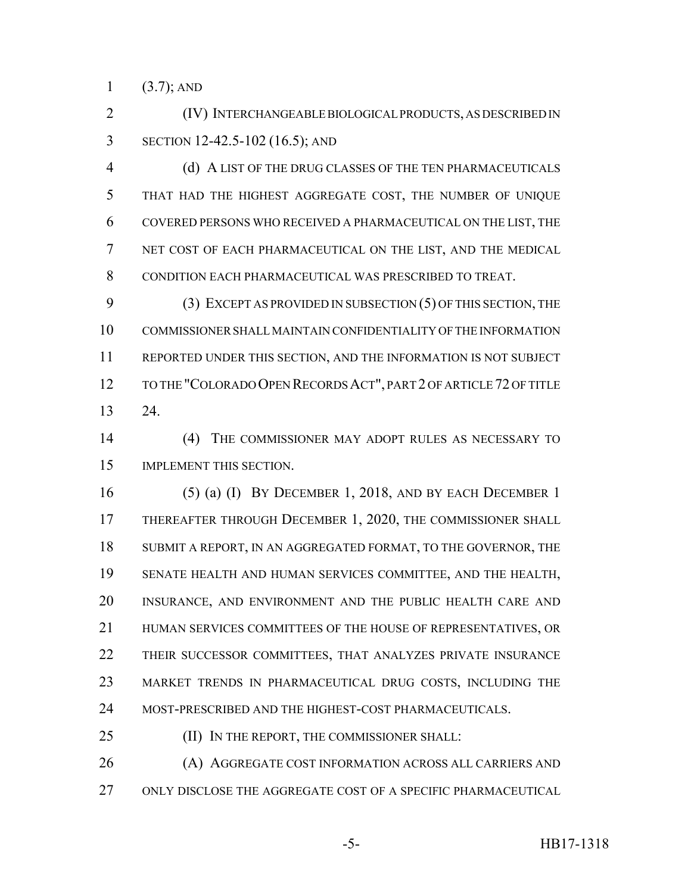(3.7); AND

(IV) INTERCHANGEABLE BIOLOGICAL PRODUCTS, AS DESCRIBED IN SECTION 12-42.5-102 (16.5); AND

(d) A LIST OF THE DRUG CLASSES OF THE TEN PHARMACEUTICALS THAT HAD THE HIGHEST AGGREGATE COST, THE NUMBER OF UNIQUE COVERED PERSONS WHO RECEIVED A PHARMACEUTICAL ON THE LIST, THE NET COST OF EACH PHARMACEUTICAL ON THE LIST, AND THE MEDICAL CONDITION EACH PHARMACEUTICAL WAS PRESCRIBED TO TREAT.

(3) EXCEPT AS PROVIDED IN SUBSECTION (5) OF THIS SECTION, THE COMMISSIONER SHALL MAINTAIN CONFIDENTIALITY OF THE INFORMATION REPORTED UNDER THIS SECTION, AND THE INFORMATION IS NOT SUBJECT TO THE "COLORADO OPEN RECORDS ACT", PART 2 OF ARTICLE 72 OF TITLE 24.

(4) THE COMMISSIONER MAY ADOPT RULES AS NECESSARY TO IMPLEMENT THIS SECTION.

(5) (a) (I) BY DECEMBER 1, 2018, AND BY EACH DECEMBER 1 THEREAFTER THROUGH DECEMBER 1, 2020, THE COMMISSIONER SHALL SUBMIT A REPORT, IN AN AGGREGATED FORMAT, TO THE GOVERNOR, THE SENATE HEALTH AND HUMAN SERVICES COMMITTEE, AND THE HEALTH, INSURANCE, AND ENVIRONMENT AND THE PUBLIC HEALTH CARE AND HUMAN SERVICES COMMITTEES OF THE HOUSE OF REPRESENTATIVES, OR THEIR SUCCESSOR COMMITTEES, THAT ANALYZES PRIVATE INSURANCE MARKET TRENDS IN PHARMACEUTICAL DRUG COSTS, INCLUDING THE MOST-PRESCRIBED AND THE HIGHEST-COST PHARMACEUTICALS.

(II) IN THE REPORT, THE COMMISSIONER SHALL:

(A) AGGREGATE COST INFORMATION ACROSS ALL CARRIERS AND ONLY DISCLOSE THE AGGREGATE COST OF A SPECIFIC PHARMACEUTICAL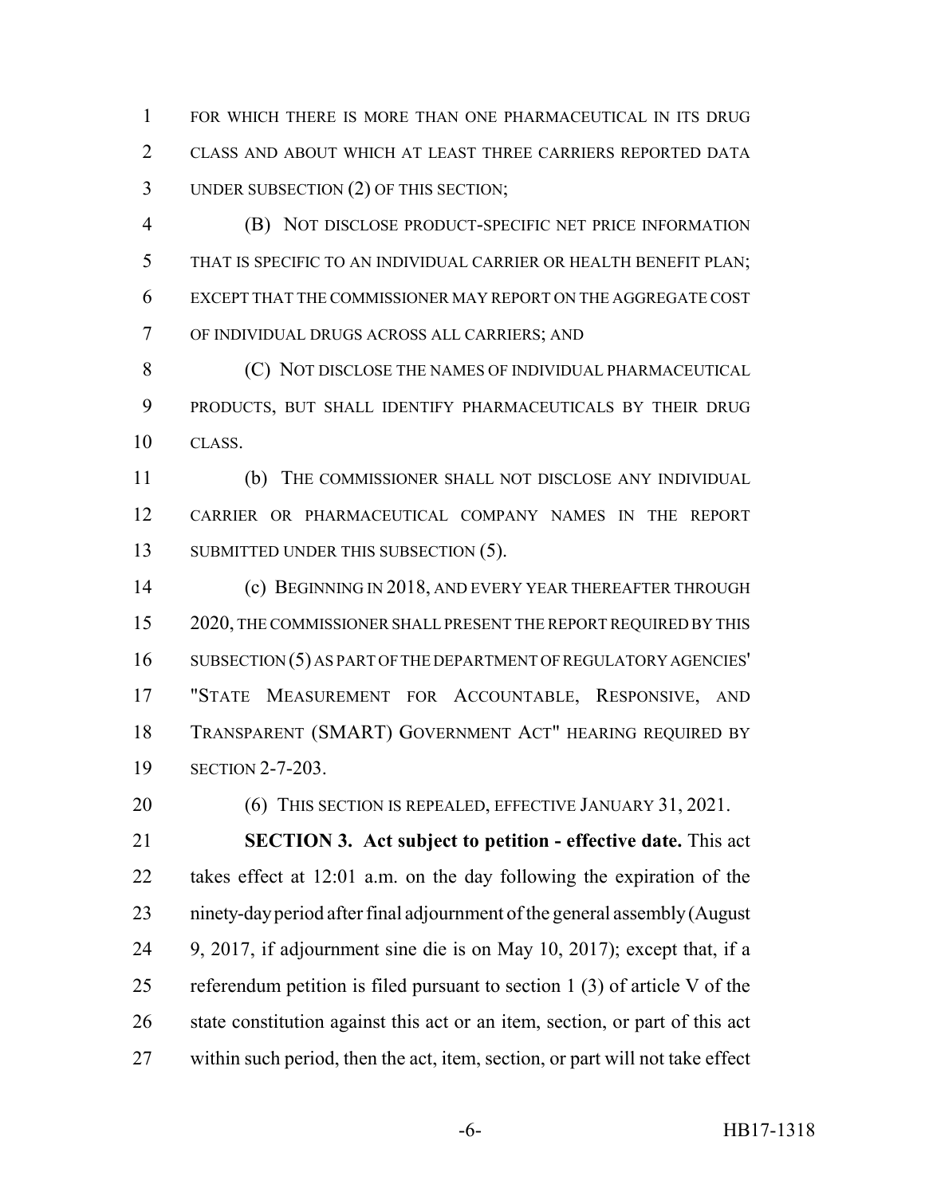FOR WHICH THERE IS MORE THAN ONE PHARMACEUTICAL IN ITS DRUG CLASS AND ABOUT WHICH AT LEAST THREE CARRIERS REPORTED DATA UNDER SUBSECTION (2) OF THIS SECTION;

(B) NOT DISCLOSE PRODUCT-SPECIFIC NET PRICE INFORMATION THAT IS SPECIFIC TO AN INDIVIDUAL CARRIER OR HEALTH BENEFIT PLAN; EXCEPT THAT THE COMMISSIONER MAY REPORT ON THE AGGREGATE COST OF INDIVIDUAL DRUGS ACROSS ALL CARRIERS; AND

(C) NOT DISCLOSE THE NAMES OF INDIVIDUAL PHARMACEUTICAL PRODUCTS, BUT SHALL IDENTIFY PHARMACEUTICALS BY THEIR DRUG CLASS.

(b) THE COMMISSIONER SHALL NOT DISCLOSE ANY INDIVIDUAL CARRIER OR PHARMACEUTICAL COMPANY NAMES IN THE REPORT SUBMITTED UNDER THIS SUBSECTION (5).

(c) BEGINNING IN 2018, AND EVERY YEAR THEREAFTER THROUGH 2020, THE COMMISSIONER SHALL PRESENT THE REPORT REQUIRED BY THIS SUBSECTION (5) AS PART OF THE DEPARTMENT OF REGULATORY AGENCIES' "STATE MEASUREMENT FOR ACCOUNTABLE, RESPONSIVE, AND TRANSPARENT (SMART) GOVERNMENT ACT" HEARING REQUIRED BY SECTION 2-7-203.

(6) THIS SECTION IS REPEALED, EFFECTIVE JANUARY 31, 2021.

**SECTION 3. Act subject to petition - effective date.** This act takes effect at 12:01 a.m. on the day following the expiration of the ninety-day period after final adjournment of the general assembly (August 9, 2017, if adjournment sine die is on May 10, 2017); except that, if a referendum petition is filed pursuant to section 1 (3) of article V of the state constitution against this act or an item, section, or part of this act within such period, then the act, item, section, or part will not take effect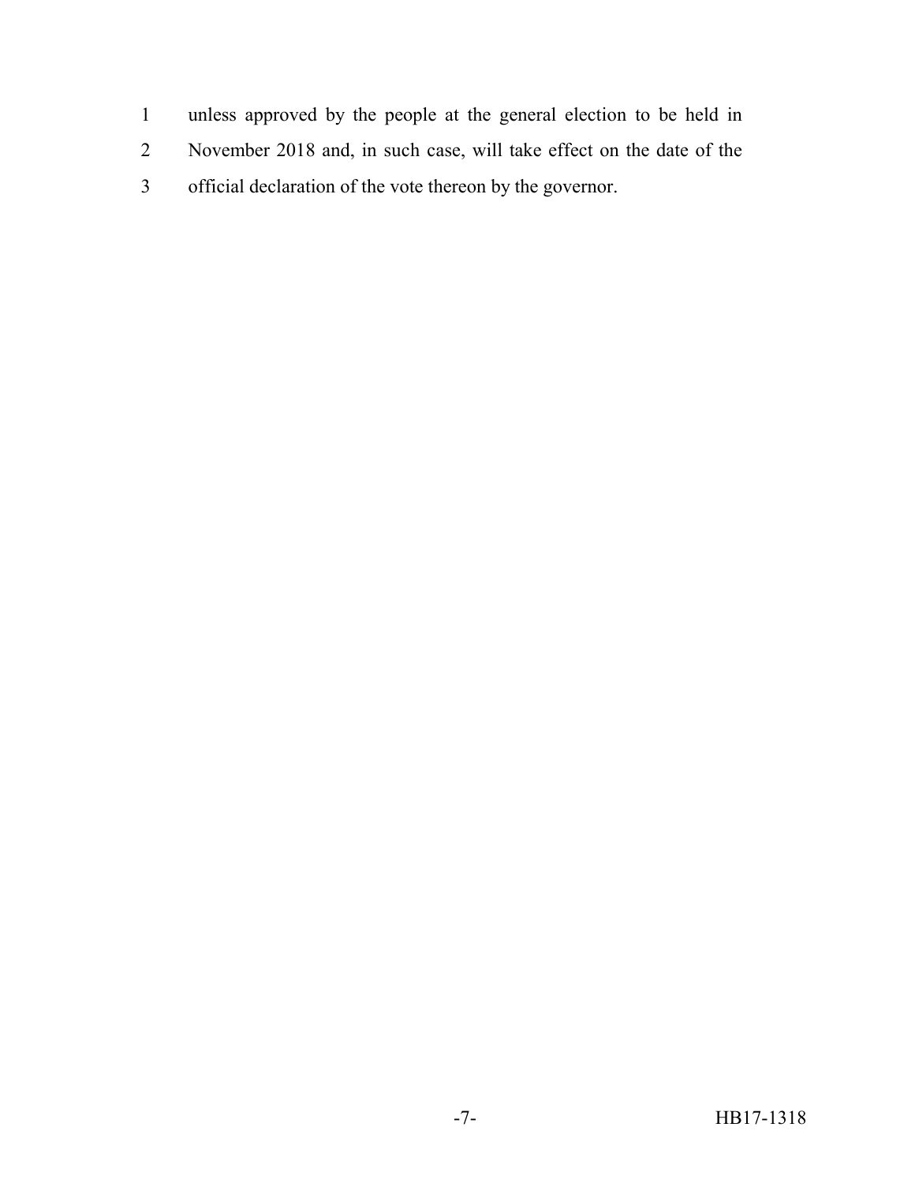unless approved by the people at the general election to be held in November 2018 and, in such case, will take effect on the date of the official declaration of the vote thereon by the governor.